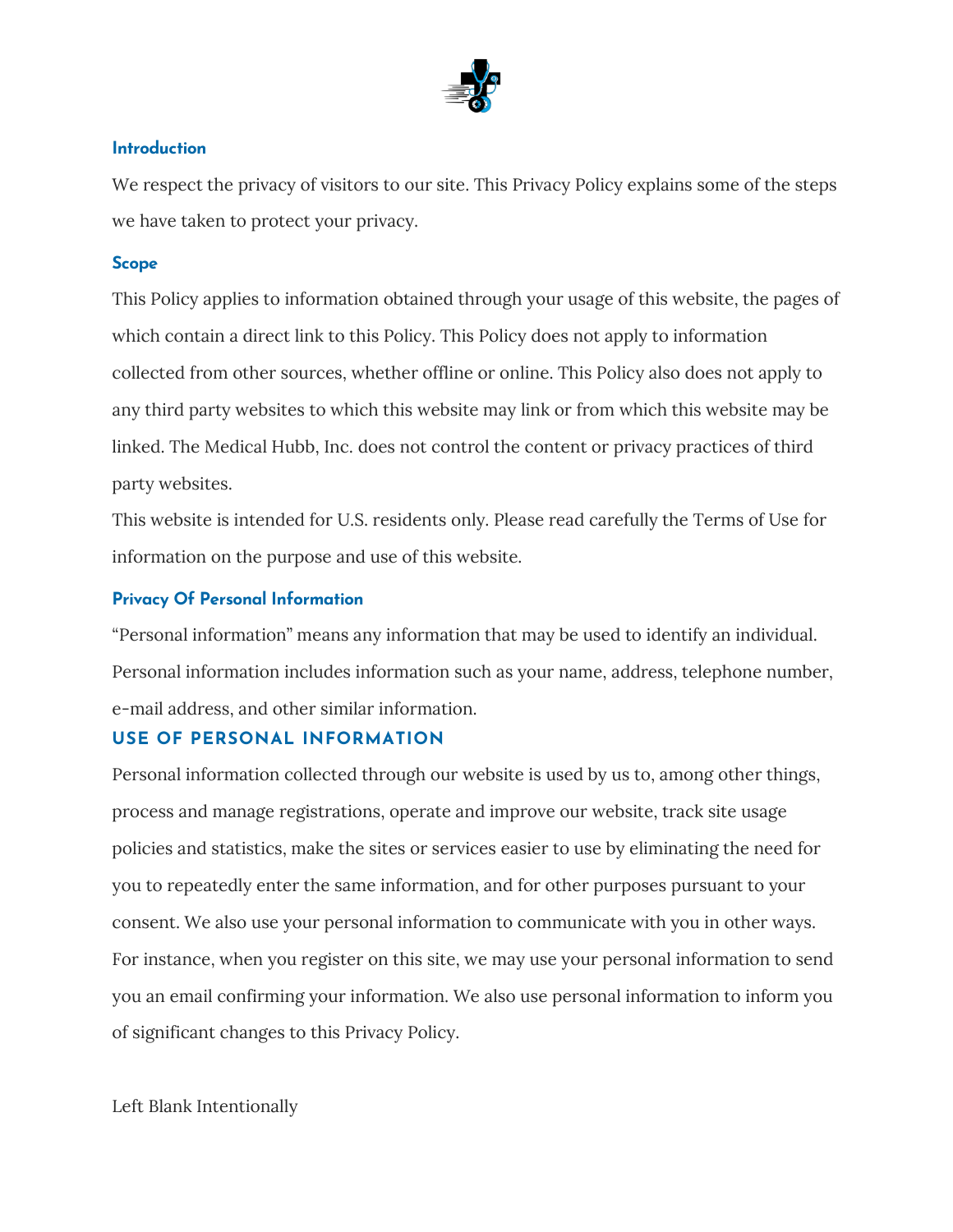## Introduction

We respect the privacy of visitors to our site. This Privacy Policy explains some of the steps we have taken to protect your privacy.

## Scope

This Policy applies to information obtained through your usage of this website, the pages of which contain a direct link to this Policy. This Policy does not apply to information collected from other sources, whether offline or online. This Policy also does not apply to any third party websites to which this website may link or from which this website may be linked. The Medical Hubb, Inc. does not control the content or privacy practices of third party websites.

This website is intended for U.S. residents only. Please read carefully the Terms of Use for information on the purpose and use of this website.

## Privacy Of Personal Information

"Personal information" means any information that may be used to identify an individual. Personal information includes information such as your name, address, telephone number, e-mail address, and other similar information.

## USE OF PERSONAL INFORMATION

Personal information collected through our website is used by us to, among other things, process and manage registrations, operate and improve our website, track site usage policies and statistics, make the sites or services easier to use by eliminating the need for you to repeatedly enter the same information, and for other purposes pursuant to your consent. We also use your personal information to communicate with you in other ways. For instance, when you register on this site, we may use your personal information to send you an email confirming your information. We also use personal information to inform you of significant changes to this Privacy Policy.

Left Blank Intentionally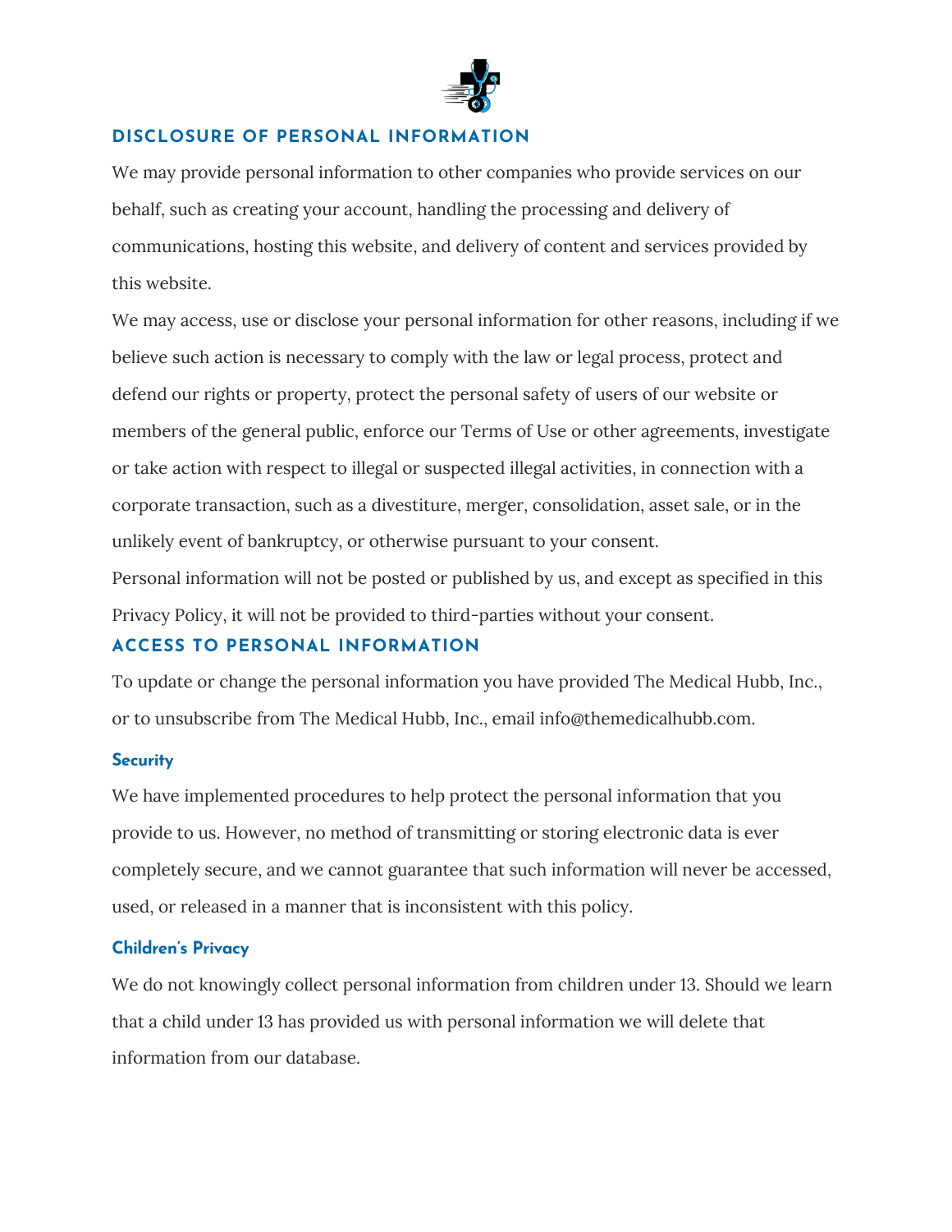## DISCLOSURE OF PERSONAL INFORMATION

We may provide personal information to other companies who provide services on our behalf, such as creating your account, handling the processing and delivery of communications, hosting this website, and delivery of content and services provided by this website.

We may access, use or disclose your personal information for other reasons, including if we believe such action is necessary to comply with the law or legal process, protect and defend our rights or property, protect the personal safety of users of our website or members of the general public, enforce our Terms of Use or other agreements, investigate or take action with respect to illegal or suspected illegal activities, in connection with a corporate transaction, such as a divestiture, merger, consolidation, asset sale, or in the unlikely event of bankruptcy, or otherwise pursuant to your consent.

Personal information will not be posted or published by us, and except as specified in this Privacy Policy, it will not be provided to third-parties without your consent.

## ACCESS TO PERSONAL INFORMATION

To update or change the personal information you have provided The Medical Hubb, Inc., or to unsubscribe from The Medical Hubb, Inc., email info@themedicalhubb.com.

### Security

We have implemented procedures to help protect the personal information that you provide to us. However, no method of transmitting or storing electronic data is ever completely secure, and we cannot guarantee that such information will never be accessed, used, or released in a manner that is inconsistent with this policy.

### Children's Privacy

We do not knowingly collect personal information from children under 13. Should we learn that a child under 13 has provided us with personal information we will delete that information from our database.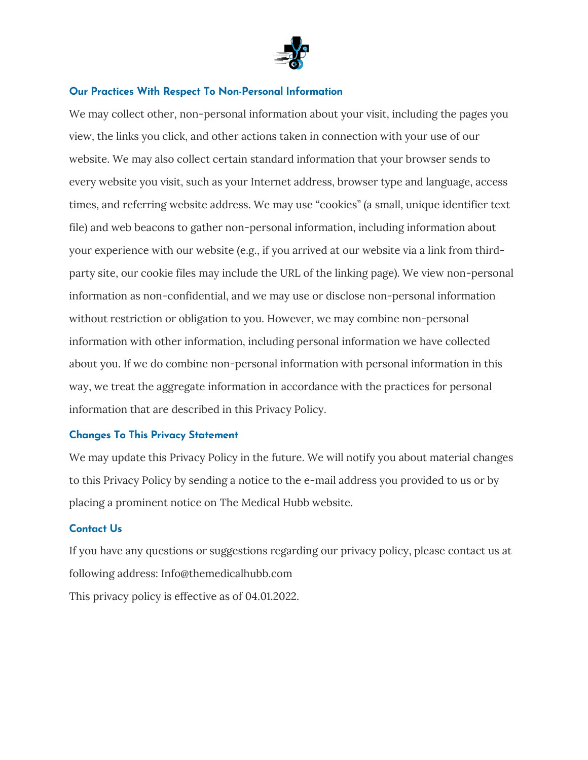### Our Practices With Respect To Non-Personal Information

We may collect other, non-personal information about your visit, including the pages you view, the links you click, and other actions taken in connection with your use of our website. We may also collect certain standard information that your browser sends to every website you visit, such as your Internet address, browser type and language, access times, and referring website address. We may use "cookies" (a small, unique identifier text file) and web beacons to gather non-personal information, including information about your experience with our website (e.g., if you arrived at our website via a link from third-party site, our cookie files may include the URL of the linking page). We view non-personal information as non-confidential, and we may use or disclose non-personal information without restriction or obligation to you. However, we may combine non-personal information with other information, including personal information we have collected about you. If we do combine non-personal information with personal information in this way, we treat the aggregate information in accordance with the practices for personal information that are described in this Privacy Policy.

### Changes To This Privacy Statement

We may update this Privacy Policy in the future. We will notify you about material changes to this Privacy Policy by sending a notice to the e-mail address you provided to us or by placing a prominent notice on The Medical Hubb website.

### Contact Us

If you have any questions or suggestions regarding our privacy policy, please contact us at following address: Info@themedicalhubb.com

This privacy policy is effective as of 04.01.2022.